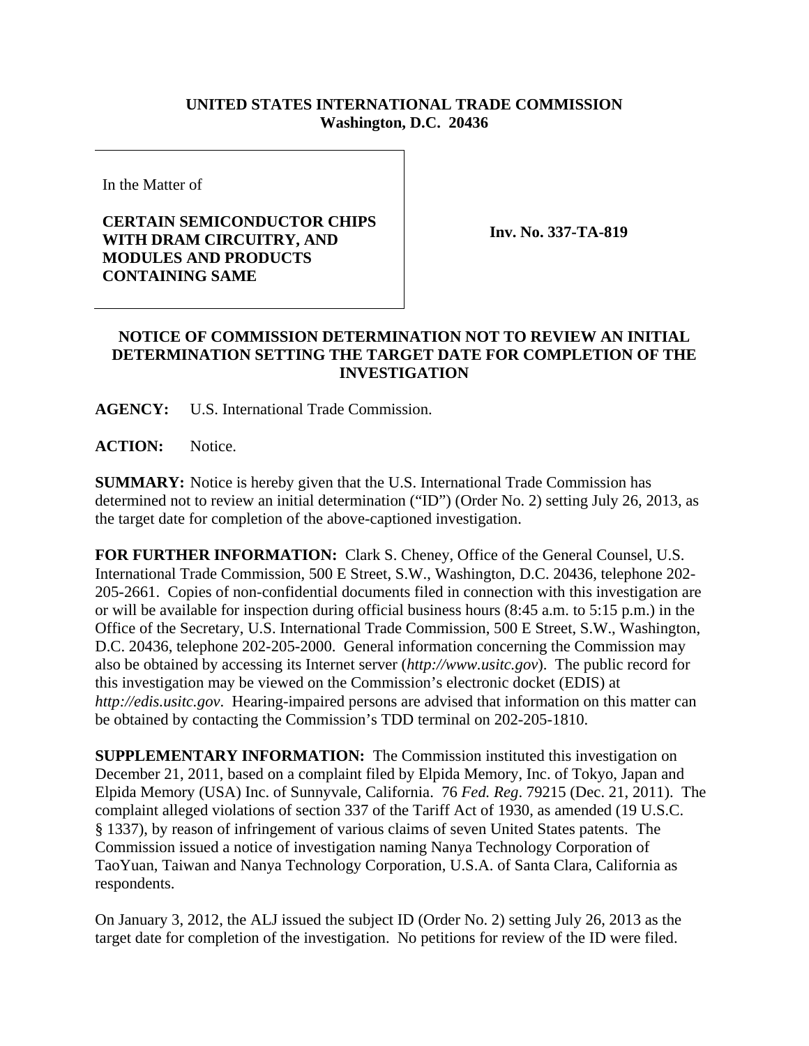**UNITED STATES INTERNATIONAL TRADE COMMISSION**
**Washington, D.C. 20436**

In the Matter of

**CERTAIN SEMICONDUCTOR CHIPS WITH DRAM CIRCUITRY, AND MODULES AND PRODUCTS CONTAINING SAME**

**Inv. No. 337-TA-819**

**NOTICE OF COMMISSION DETERMINATION NOT TO REVIEW AN INITIAL DETERMINATION SETTING THE TARGET DATE FOR COMPLETION OF THE INVESTIGATION**

**AGENCY:** U.S. International Trade Commission.

**ACTION:** Notice.

**SUMMARY:** Notice is hereby given that the U.S. International Trade Commission has determined not to review an initial determination ("ID") (Order No. 2) setting July 26, 2013, as the target date for completion of the above-captioned investigation.

**FOR FURTHER INFORMATION:** Clark S. Cheney, Office of the General Counsel, U.S. International Trade Commission, 500 E Street, S.W., Washington, D.C. 20436, telephone 202-205-2661. Copies of non-confidential documents filed in connection with this investigation are or will be available for inspection during official business hours (8:45 a.m. to 5:15 p.m.) in the Office of the Secretary, U.S. International Trade Commission, 500 E Street, S.W., Washington, D.C. 20436, telephone 202-205-2000. General information concerning the Commission may also be obtained by accessing its Internet server (*http://www.usitc.gov*). The public record for this investigation may be viewed on the Commission's electronic docket (EDIS) at *http://edis.usitc.gov*. Hearing-impaired persons are advised that information on this matter can be obtained by contacting the Commission's TDD terminal on 202-205-1810.

**SUPPLEMENTARY INFORMATION:** The Commission instituted this investigation on December 21, 2011, based on a complaint filed by Elpida Memory, Inc. of Tokyo, Japan and Elpida Memory (USA) Inc. of Sunnyvale, California. 76 *Fed. Reg*. 79215 (Dec. 21, 2011). The complaint alleged violations of section 337 of the Tariff Act of 1930, as amended (19 U.S.C. § 1337), by reason of infringement of various claims of seven United States patents. The Commission issued a notice of investigation naming Nanya Technology Corporation of TaoYuan, Taiwan and Nanya Technology Corporation, U.S.A. of Santa Clara, California as respondents.

On January 3, 2012, the ALJ issued the subject ID (Order No. 2) setting July 26, 2013 as the target date for completion of the investigation. No petitions for review of the ID were filed.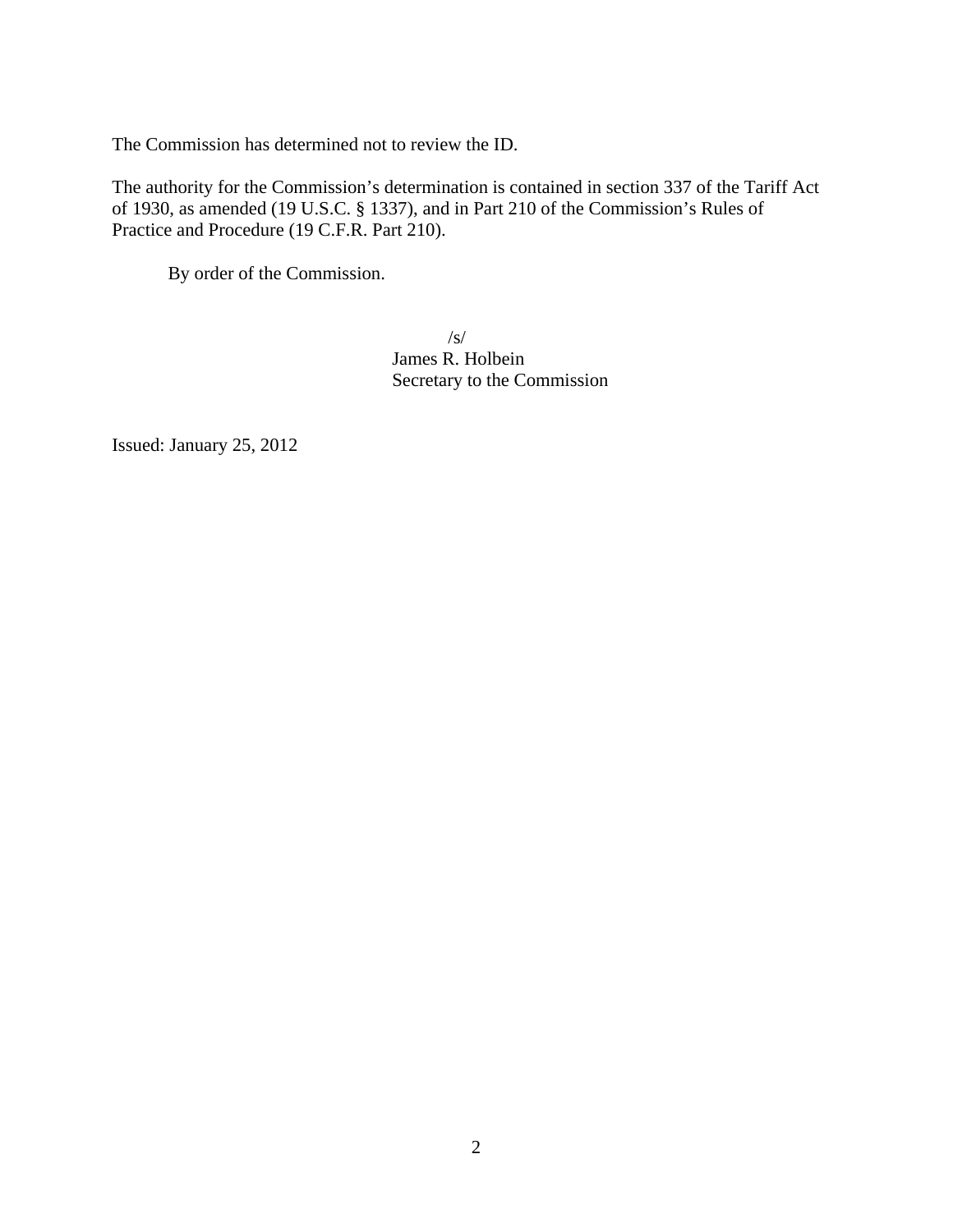The Commission has determined not to review the ID.

The authority for the Commission's determination is contained in section 337 of the Tariff Act of 1930, as amended (19 U.S.C. § 1337), and in Part 210 of the Commission's Rules of Practice and Procedure (19 C.F.R. Part 210).

By order of the Commission.

/s/
James R. Holbein
Secretary to the Commission

Issued: January 25, 2012